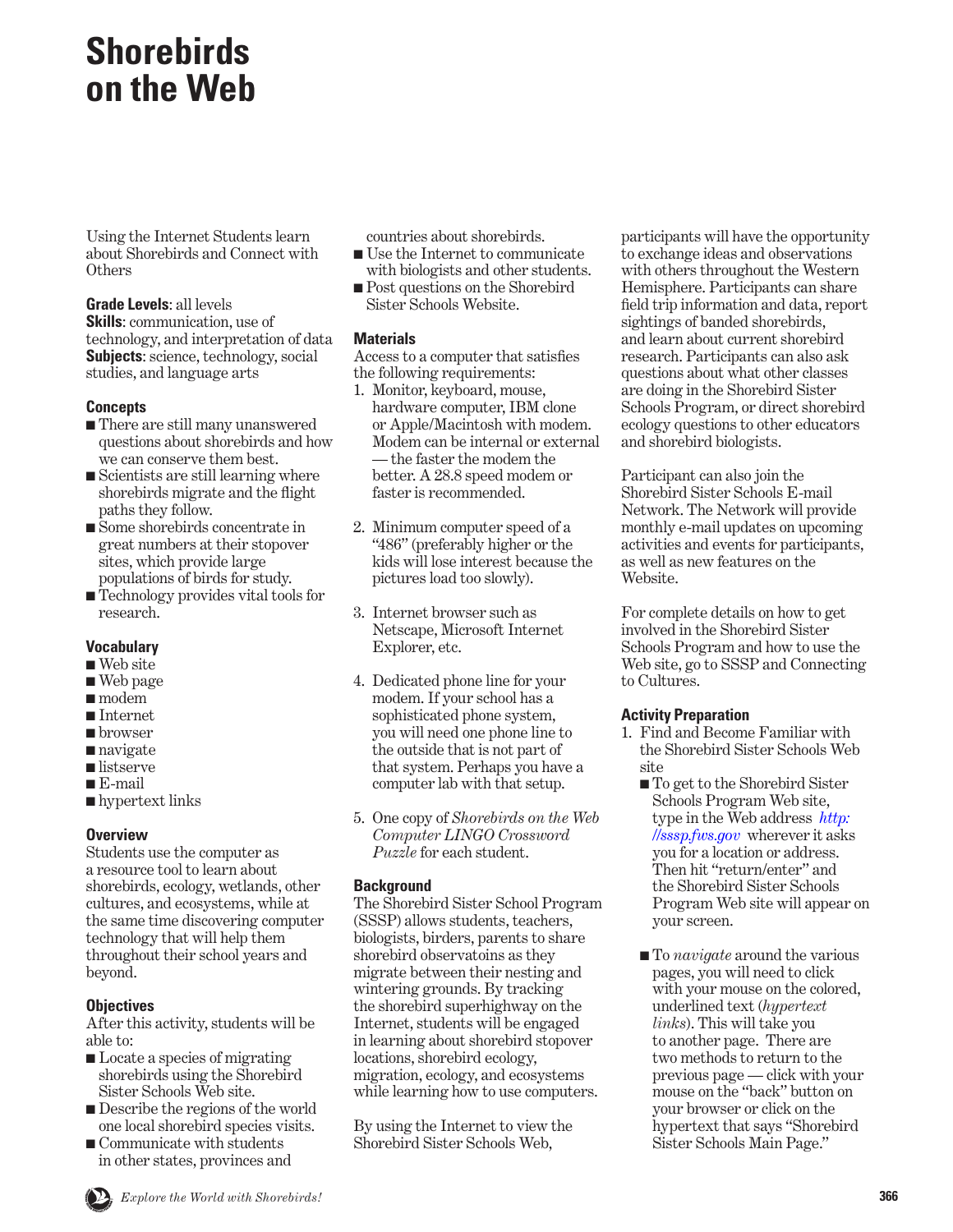# Shorebirds on the Web

Using the Internet Students learn about Shorebirds and Connect with Others

**Grade Levels**: all levels
**Skills**: communication, use of technology, and interpretation of data
**Subjects**: science, technology, social studies, and language arts

### Concepts

- There are still many unanswered questions about shorebirds and how we can conserve them best.
- Scientists are still learning where shorebirds migrate and the flight paths they follow.
- Some shorebirds concentrate in great numbers at their stopover sites, which provide large populations of birds for study.
- Technology provides vital tools for research.

### Vocabulary

- Web site
- Web page
- modem
- Internet
- browser
- navigate
- listserve
- E-mail
- hypertext links

### Overview

Students use the computer as a resource tool to learn about shorebirds, ecology, wetlands, other cultures, and ecosystems, while at the same time discovering computer technology that will help them throughout their school years and beyond.

### Objectives

After this activity, students will be able to:

- Locate a species of migrating shorebirds using the Shorebird Sister Schools Web site.
- Describe the regions of the world one local shorebird species visits.
- Communicate with students in other states, provinces and countries about shorebirds.
- Use the Internet to communicate with biologists and other students.
- Post questions on the Shorebird Sister Schools Website.

### Materials

Access to a computer that satisfies the following requirements:

1. Monitor, keyboard, mouse, hardware computer, IBM clone or Apple/Macintosh with modem. Modem can be internal or external — the faster the modem the better. A 28.8 speed modem or faster is recommended.

2. Minimum computer speed of a "486" (preferably higher or the kids will lose interest because the pictures load too slowly).

3. Internet browser such as Netscape, Microsoft Internet Explorer, etc.

4. Dedicated phone line for your modem. If your school has a sophisticated phone system, you will need one phone line to the outside that is not part of that system. Perhaps you have a computer lab with that setup.

5. One copy of *Shorebirds on the Web Computer LINGO Crossword Puzzle* for each student.

### Background

The Shorebird Sister School Program (SSSP) allows students, teachers, biologists, birders, parents to share shorebird observatoins as they migrate between their nesting and wintering grounds. By tracking the shorebird superhighway on the Internet, students will be engaged in learning about shorebird stopover locations, shorebird ecology, migration, ecology, and ecosystems while learning how to use computers.

By using the Internet to view the Shorebird Sister Schools Web, participants will have the opportunity to exchange ideas and observations with others throughout the Western Hemisphere. Participants can share field trip information and data, report sightings of banded shorebirds, and learn about current shorebird research. Participants can also ask questions about what other classes are doing in the Shorebird Sister Schools Program, or direct shorebird ecology questions to other educators and shorebird biologists.

Participant can also join the Shorebird Sister Schools E-mail Network. The Network will provide monthly e-mail updates on upcoming activities and events for participants, as well as new features on the Website.

For complete details on how to get involved in the Shorebird Sister Schools Program and how to use the Web site, go to SSSP and Connecting to Cultures.

### Activity Preparation

1. Find and Become Familiar with the Shorebird Sister Schools Web site
   - To get to the Shorebird Sister Schools Program Web site, type in the Web address *http://sssp.fws.gov* wherever it asks you for a location or address. Then hit "return/enter" and the Shorebird Sister Schools Program Web site will appear on your screen.

   - To *navigate* around the various pages, you will need to click with your mouse on the colored, underlined text (*hypertext links*). This will take you to another page. There are two methods to return to the previous page — click with your mouse on the "back" button on your browser or click on the hypertext that says "Shorebird Sister Schools Main Page."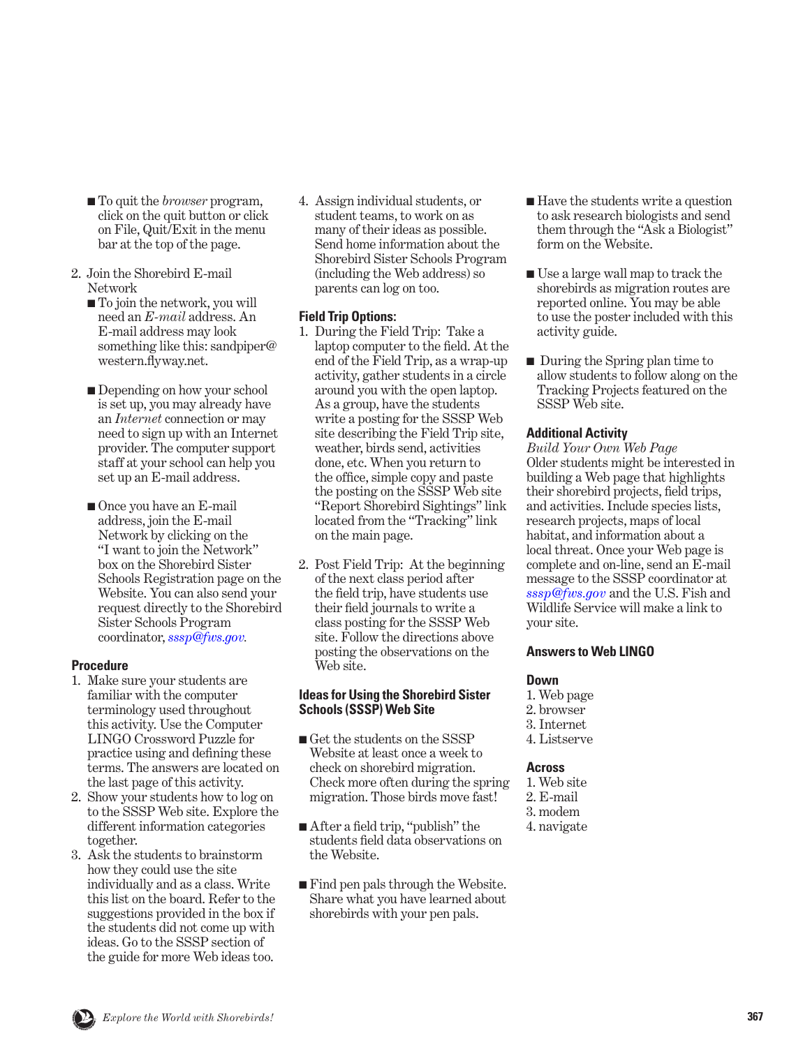- To quit the *browser* program, click on the quit button or click on File, Quit/Exit in the menu bar at the top of the page.

2. Join the Shorebird E-mail Network
   - To join the network, you will need an *E-mail* address. An E-mail address may look something like this: sandpiper@western.flyway.net.
   - Depending on how your school is set up, you may already have an *Internet* connection or may need to sign up with an Internet provider. The computer support staff at your school can help you set up an E-mail address.
   - Once you have an E-mail address, join the E-mail Network by clicking on the "I want to join the Network" box on the Shorebird Sister Schools Registration page on the Website. You can also send your request directly to the Shorebird Sister Schools Program coordinator, *sssp@fws.gov*.

### Procedure

1. Make sure your students are familiar with the computer terminology used throughout this activity. Use the Computer LINGO Crossword Puzzle for practice using and defining these terms. The answers are located on the last page of this activity.
2. Show your students how to log on to the SSSP Web site. Explore the different information categories together.
3. Ask the students to brainstorm how they could use the site individually and as a class. Write this list on the board. Refer to the suggestions provided in the box if the students did not come up with ideas. Go to the SSSP section of the guide for more Web ideas too.
4. Assign individual students, or student teams, to work on as many of their ideas as possible. Send home information about the Shorebird Sister Schools Program (including the Web address) so parents can log on too.

### Field Trip Options:

1. During the Field Trip: Take a laptop computer to the field. At the end of the Field Trip, as a wrap-up activity, gather students in a circle around you with the open laptop. As a group, have the students write a posting for the SSSP Web site describing the Field Trip site, weather, birds send, activities done, etc. When you return to the office, simple copy and paste the posting on the SSSP Web site "Report Shorebird Sightings" link located from the "Tracking" link on the main page.
2. Post Field Trip: At the beginning of the next class period after the field trip, have students use their field journals to write a class posting for the SSSP Web site. Follow the directions above posting the observations on the Web site.

### Ideas for Using the Shorebird Sister Schools (SSSP) Web Site

- Get the students on the SSSP Website at least once a week to check on shorebird migration. Check more often during the spring migration. Those birds move fast!
- After a field trip, "publish" the students field data observations on the Website.
- Find pen pals through the Website. Share what you have learned about shorebirds with your pen pals.
- Have the students write a question to ask research biologists and send them through the "Ask a Biologist" form on the Website.
- Use a large wall map to track the shorebirds as migration routes are reported online. You may be able to use the poster included with this activity guide.
- During the Spring plan time to allow students to follow along on the Tracking Projects featured on the SSSP Web site.

### Additional Activity

*Build Your Own Web Page*
Older students might be interested in building a Web page that highlights their shorebird projects, field trips, and activities. Include species lists, research projects, maps of local habitat, and information about a local threat. Once your Web page is complete and on-line, send an E-mail message to the SSSP coordinator at *sssp@fws.gov* and the U.S. Fish and Wildlife Service will make a link to your site.

### Answers to Web LINGO

**Down**
1. Web page
2. browser
3. Internet
4. Listserve

**Across**
1. Web site
2. E-mail
3. modem
4. navigate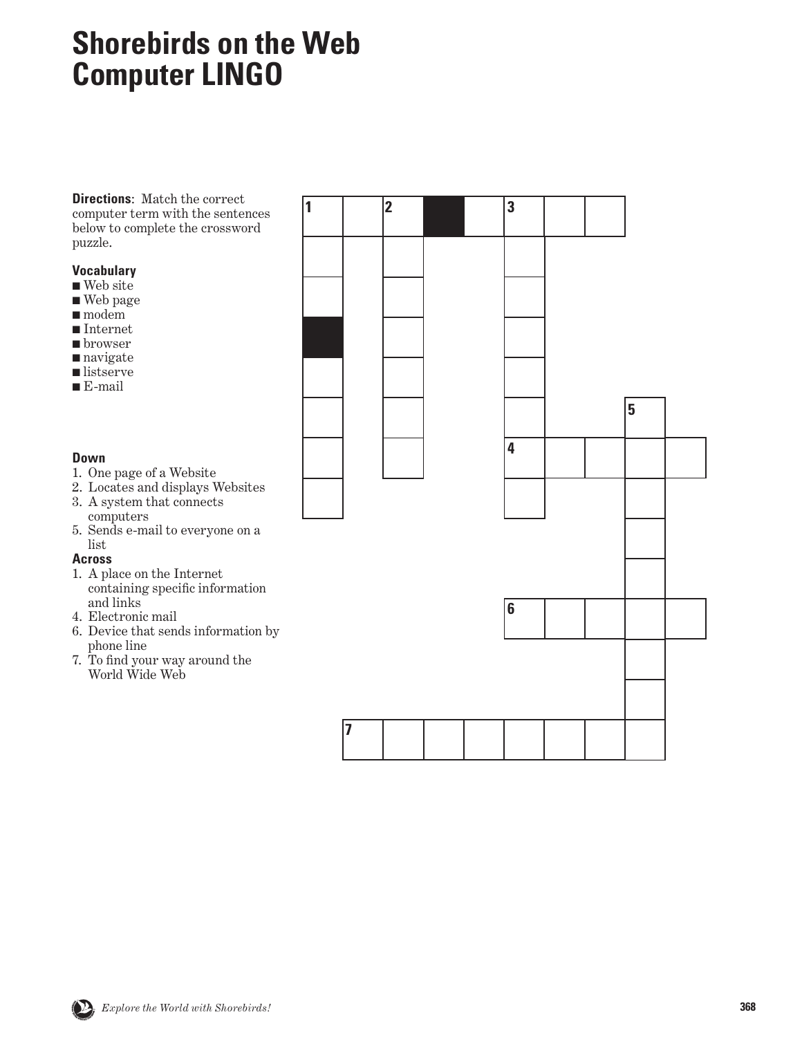# Shorebirds on the Web
# Computer LINGO

**Directions**: Match the correct computer term with the sentences below to complete the crossword puzzle.

**Vocabulary**

- Web site
- Web page
- modem
- Internet
- browser
- navigate
- listserve
- E-mail

**Down**

1. One page of a Website
2. Locates and displays Websites
3. A system that connects computers
5. Sends e-mail to everyone on a list

**Across**

1. A place on the Internet containing specific information and links
4. Electronic mail
6. Device that sends information by phone line
7. To find your way around the World Wide Web

*Explore the World with Shorebirds!*